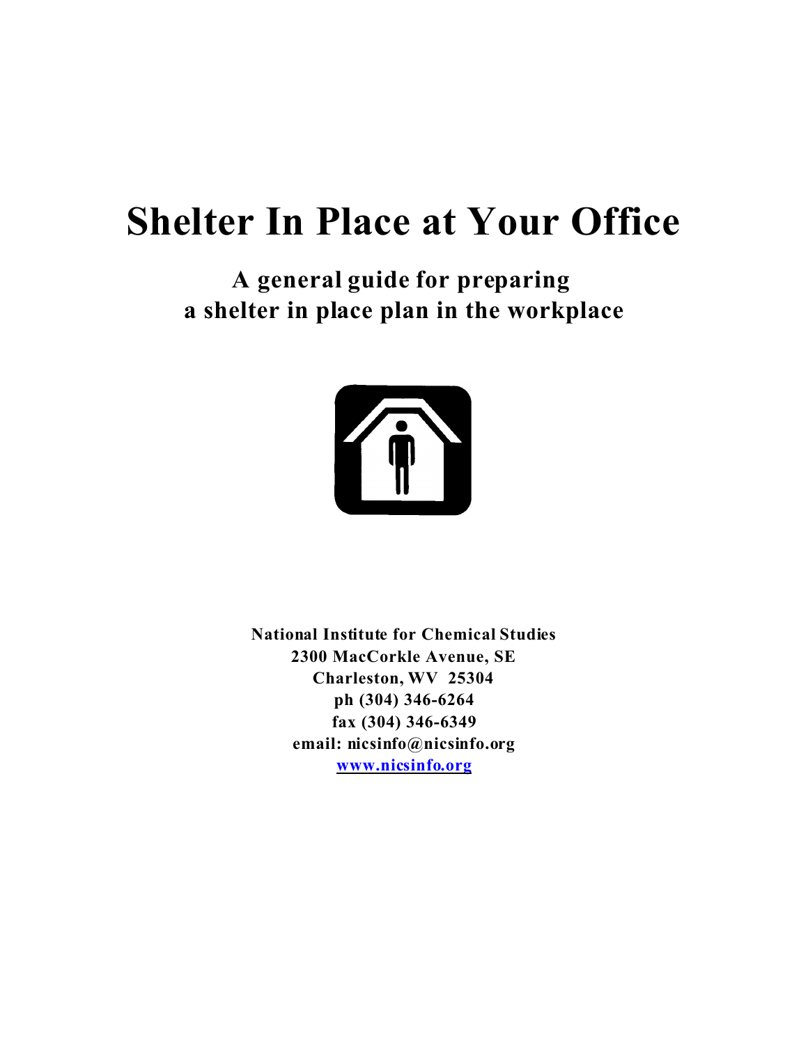# Shelter In Place at Your Office

## A general guide for preparing a shelter in place plan in the workplace

**National Institute for Chemical Studies**
**2300 MacCorkle Avenue, SE**
**Charleston, WV 25304**
**ph (304) 346-6264**
**fax (304) 346-6349**
**email: nicsinfo@nicsinfo.org**
**www.nicsinfo.org**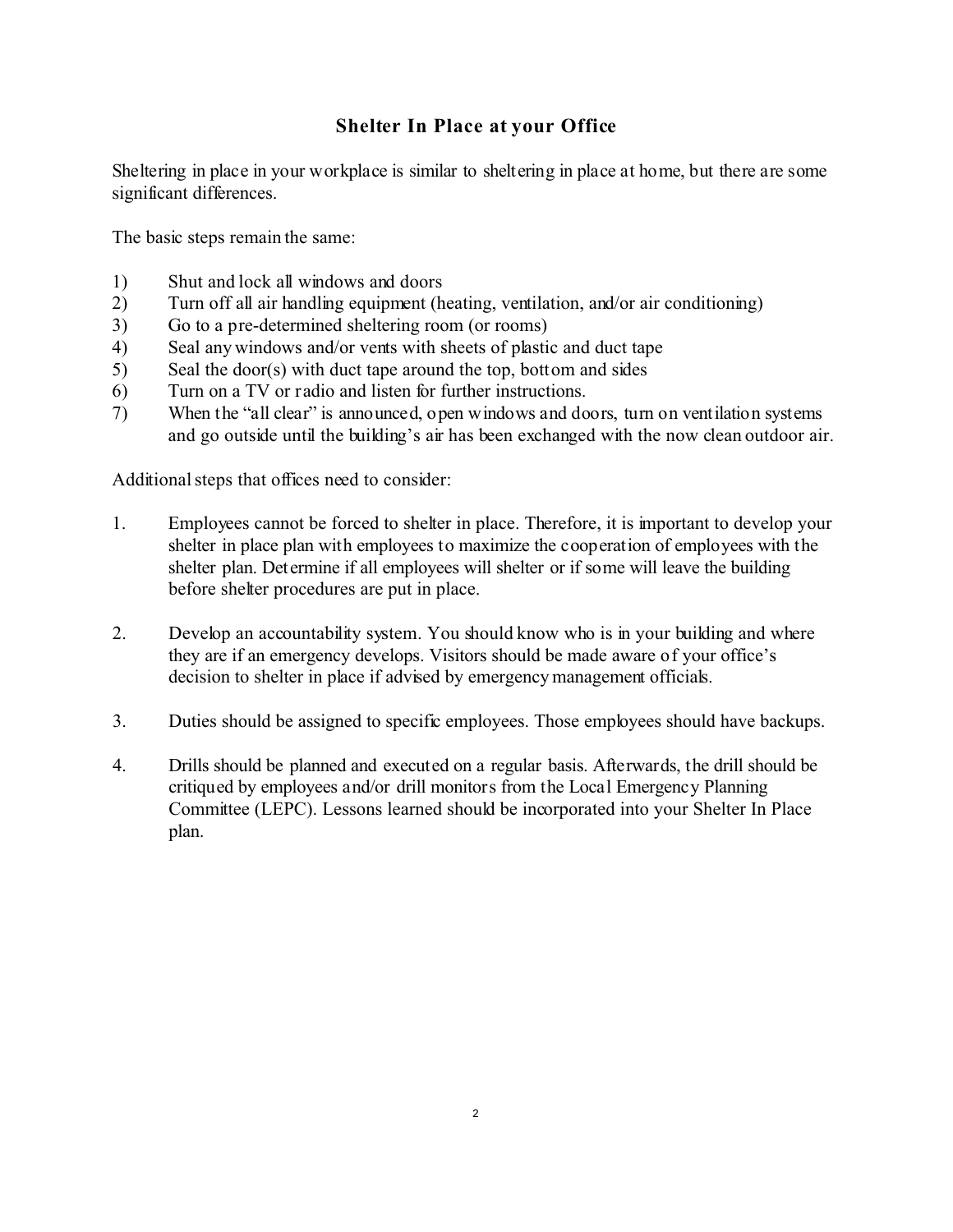## Shelter In Place at your Office

Sheltering in place in your workplace is similar to sheltering in place at home, but there are some significant differences.

The basic steps remain the same:

1) Shut and lock all windows and doors
2) Turn off all air handling equipment (heating, ventilation, and/or air conditioning)
3) Go to a pre-determined sheltering room (or rooms)
4) Seal any windows and/or vents with sheets of plastic and duct tape
5) Seal the door(s) with duct tape around the top, bottom and sides
6) Turn on a TV or radio and listen for further instructions.
7) When the "all clear" is announced, open windows and doors, turn on ventilation systems and go outside until the building's air has been exchanged with the now clean outdoor air.

Additional steps that offices need to consider:

1. Employees cannot be forced to shelter in place. Therefore, it is important to develop your shelter in place plan with employees to maximize the cooperation of employees with the shelter plan. Determine if all employees will shelter or if some will leave the building before shelter procedures are put in place.

2. Develop an accountability system. You should know who is in your building and where they are if an emergency develops. Visitors should be made aware of your office's decision to shelter in place if advised by emergency management officials.

3. Duties should be assigned to specific employees. Those employees should have backups.

4. Drills should be planned and executed on a regular basis. Afterwards, the drill should be critiqued by employees and/or drill monitors from the Local Emergency Planning Committee (LEPC). Lessons learned should be incorporated into your Shelter In Place plan.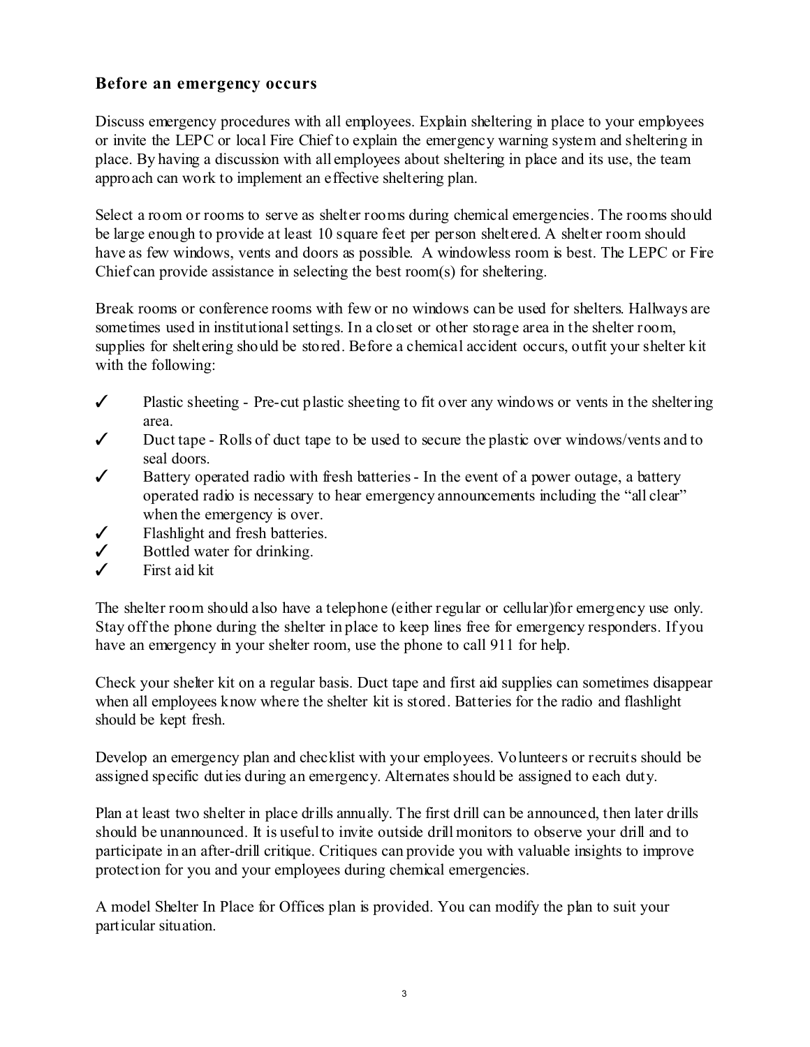## Before an emergency occurs

Discuss emergency procedures with all employees. Explain sheltering in place to your employees or invite the LEPC or local Fire Chief to explain the emergency warning system and sheltering in place. By having a discussion with all employees about sheltering in place and its use, the team approach can work to implement an effective sheltering plan.

Select a room or rooms to serve as shelter rooms during chemical emergencies. The rooms should be large enough to provide at least 10 square feet per person sheltered. A shelter room should have as few windows, vents and doors as possible. A windowless room is best. The LEPC or Fire Chief can provide assistance in selecting the best room(s) for sheltering.

Break rooms or conference rooms with few or no windows can be used for shelters. Hallways are sometimes used in institutional settings. In a closet or other storage area in the shelter room, supplies for sheltering should be stored. Before a chemical accident occurs, outfit your shelter kit with the following:

- ✓ Plastic sheeting - Pre-cut plastic sheeting to fit over any windows or vents in the sheltering area.
- ✓ Duct tape - Rolls of duct tape to be used to secure the plastic over windows/vents and to seal doors.
- ✓ Battery operated radio with fresh batteries - In the event of a power outage, a battery operated radio is necessary to hear emergency announcements including the "all clear" when the emergency is over.
- ✓ Flashlight and fresh batteries.
- ✓ Bottled water for drinking.
- ✓ First aid kit

The shelter room should also have a telephone (either regular or cellular)for emergency use only. Stay off the phone during the shelter in place to keep lines free for emergency responders. If you have an emergency in your shelter room, use the phone to call 911 for help.

Check your shelter kit on a regular basis. Duct tape and first aid supplies can sometimes disappear when all employees know where the shelter kit is stored. Batteries for the radio and flashlight should be kept fresh.

Develop an emergency plan and checklist with your employees. Volunteers or recruits should be assigned specific duties during an emergency. Alternates should be assigned to each duty.

Plan at least two shelter in place drills annually. The first drill can be announced, then later drills should be unannounced. It is useful to invite outside drill monitors to observe your drill and to participate in an after-drill critique. Critiques can provide you with valuable insights to improve protection for you and your employees during chemical emergencies.

A model Shelter In Place for Offices plan is provided. You can modify the plan to suit your particular situation.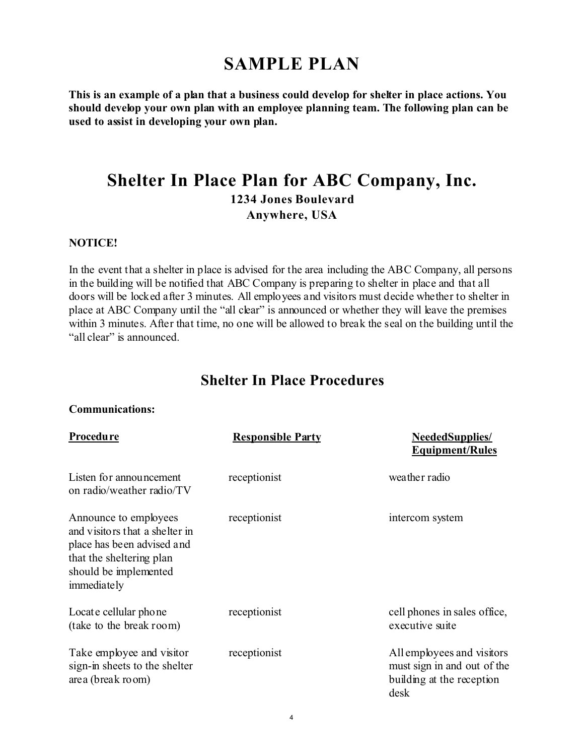# SAMPLE PLAN

**This is an example of a plan that a business could develop for shelter in place actions. You should develop your own plan with an employee planning team. The following plan can be used to assist in developing your own plan.**

# Shelter In Place Plan for ABC Company, Inc.

**1234 Jones Boulevard**

**Anywhere, USA**

**NOTICE!**

In the event that a shelter in place is advised for the area including the ABC Company, all persons in the building will be notified that ABC Company is preparing to shelter in place and that all doors will be locked after 3 minutes. All employees and visitors must decide whether to shelter in place at ABC Company until the "all clear" is announced or whether they will leave the premises within 3 minutes. After that time, no one will be allowed to break the seal on the building until the "all clear" is announced.

## Shelter In Place Procedures

**Communications:**

| Procedure | Responsible Party | NeededSupplies/ Equipment/Rules |
| --- | --- | --- |
| Listen for announcement on radio/weather radio/TV | receptionist | weather radio |
| Announce to employees and visitors that a shelter in place has been advised and that the sheltering plan should be implemented immediately | receptionist | intercom system |
| Locate cellular phone (take to the break room) | receptionist | cell phones in sales office, executive suite |
| Take employee and visitor sign-in sheets to the shelter area (break room) | receptionist | All employees and visitors must sign in and out of the building at the reception desk |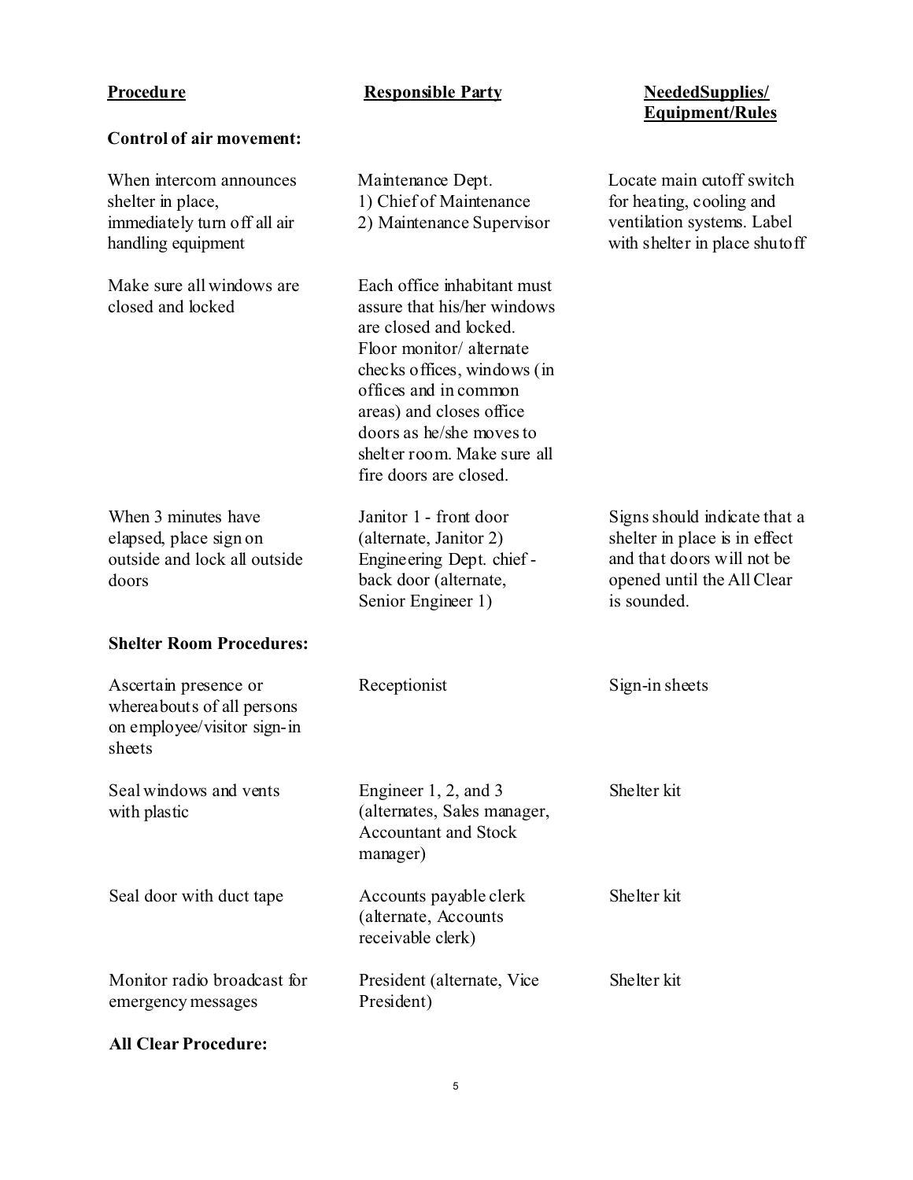| Procedure | Responsible Party | NeededSupplies/ Equipment/Rules |
|---|---|---|
| **Control of air movement:** | | |
| When intercom announces shelter in place, immediately turn off all air handling equipment | Maintenance Dept. 1) Chief of Maintenance 2) Maintenance Supervisor | Locate main cutoff switch for heating, cooling and ventilation systems. Label with shelter in place shutoff |
| Make sure all windows are closed and locked | Each office inhabitant must assure that his/her windows are closed and locked. Floor monitor/ alternate checks offices, windows (in offices and in common areas) and closes office doors as he/she moves to shelter room. Make sure all fire doors are closed. | |
| When 3 minutes have elapsed, place sign on outside and lock all outside doors | Janitor 1 - front door (alternate, Janitor 2) Engineering Dept. chief - back door (alternate, Senior Engineer 1) | Signs should indicate that a shelter in place is in effect and that doors will not be opened until the All Clear is sounded. |
| **Shelter Room Procedures:** | | |
| Ascertain presence or whereabouts of all persons on employee/visitor sign-in sheets | Receptionist | Sign-in sheets |
| Seal windows and vents with plastic | Engineer 1, 2, and 3 (alternates, Sales manager, Accountant and Stock manager) | Shelter kit |
| Seal door with duct tape | Accounts payable clerk (alternate, Accounts receivable clerk) | Shelter kit |
| Monitor radio broadcast for emergency messages | President (alternate, Vice President) | Shelter kit |
| **All Clear Procedure:** | | |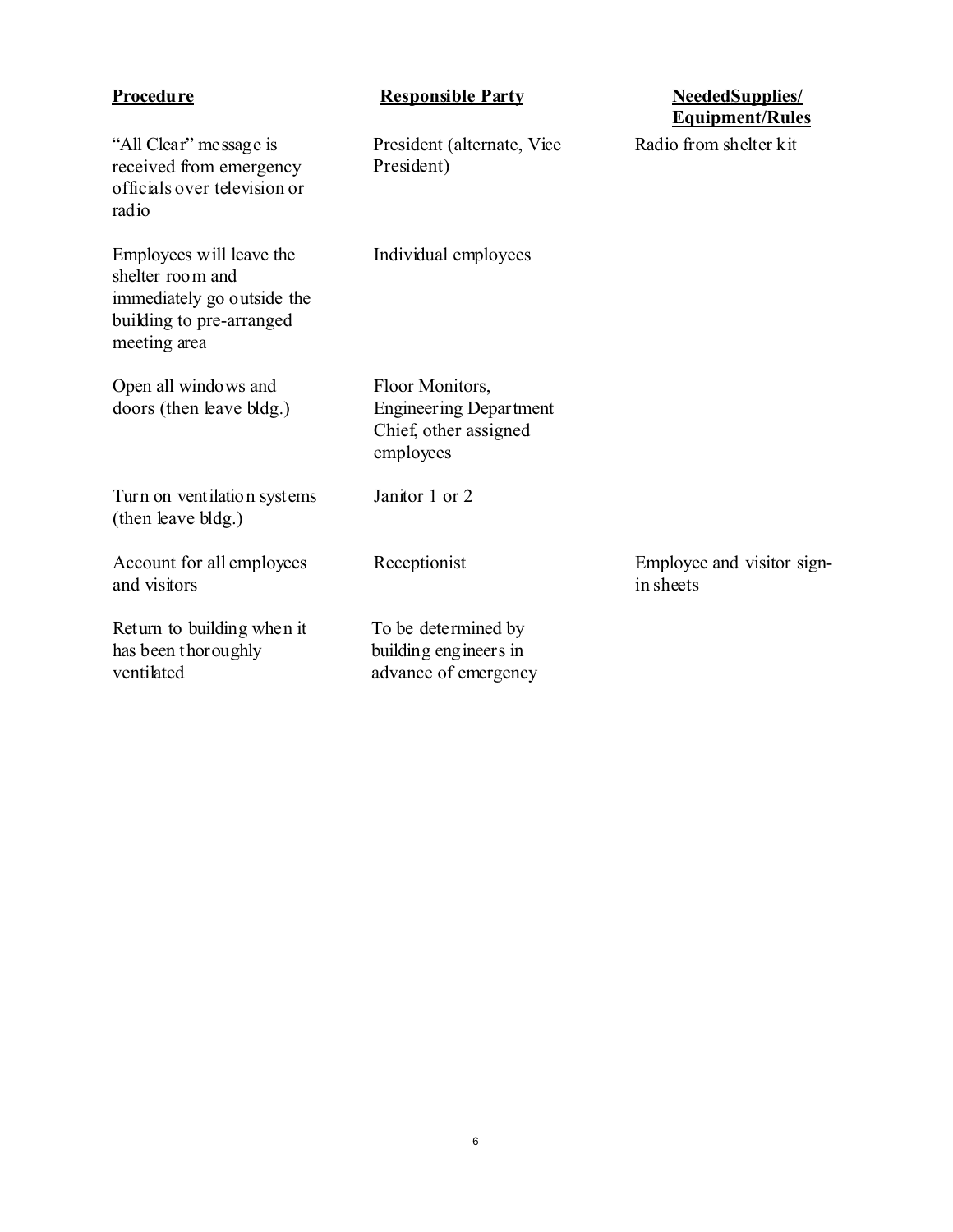| **Procedure** | **Responsible Party** | **NeededSupplies/ Equipment/Rules** |
|---|---|---|
| "All Clear" message is received from emergency officials over television or radio | President (alternate, Vice President) | Radio from shelter kit |
| Employees will leave the shelter room and immediately go outside the building to pre-arranged meeting area | Individual employees | |
| Open all windows and doors (then leave bldg.) | Floor Monitors, Engineering Department Chief, other assigned employees | |
| Turn on ventilation systems (then leave bldg.) | Janitor 1 or 2 | |
| Account for all employees and visitors | Receptionist | Employee and visitor sign-in sheets |
| Return to building when it has been thoroughly ventilated | To be determined by building engineers in advance of emergency | |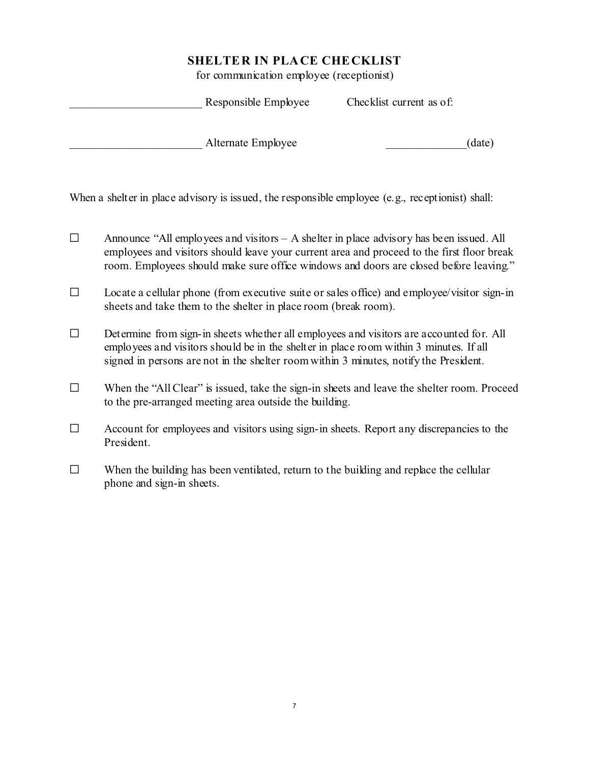# SHELTER IN PLACE CHECKLIST

for communication employee (receptionist)

_______________________ Responsible Employee     Checklist current as of:

_______________________ Alternate Employee     ______________(date)

When a shelter in place advisory is issued, the responsible employee (e.g., receptionist) shall:

☐ Announce "All employees and visitors – A shelter in place advisory has been issued. All employees and visitors should leave your current area and proceed to the first floor break room. Employees should make sure office windows and doors are closed before leaving."

☐ Locate a cellular phone (from executive suite or sales office) and employee/visitor sign-in sheets and take them to the shelter in place room (break room).

☐ Determine from sign-in sheets whether all employees and visitors are accounted for. All employees and visitors should be in the shelter in place room within 3 minutes. If all signed in persons are not in the shelter room within 3 minutes, notify the President.

☐ When the "All Clear" is issued, take the sign-in sheets and leave the shelter room. Proceed to the pre-arranged meeting area outside the building.

☐ Account for employees and visitors using sign-in sheets. Report any discrepancies to the President.

☐ When the building has been ventilated, return to the building and replace the cellular phone and sign-in sheets.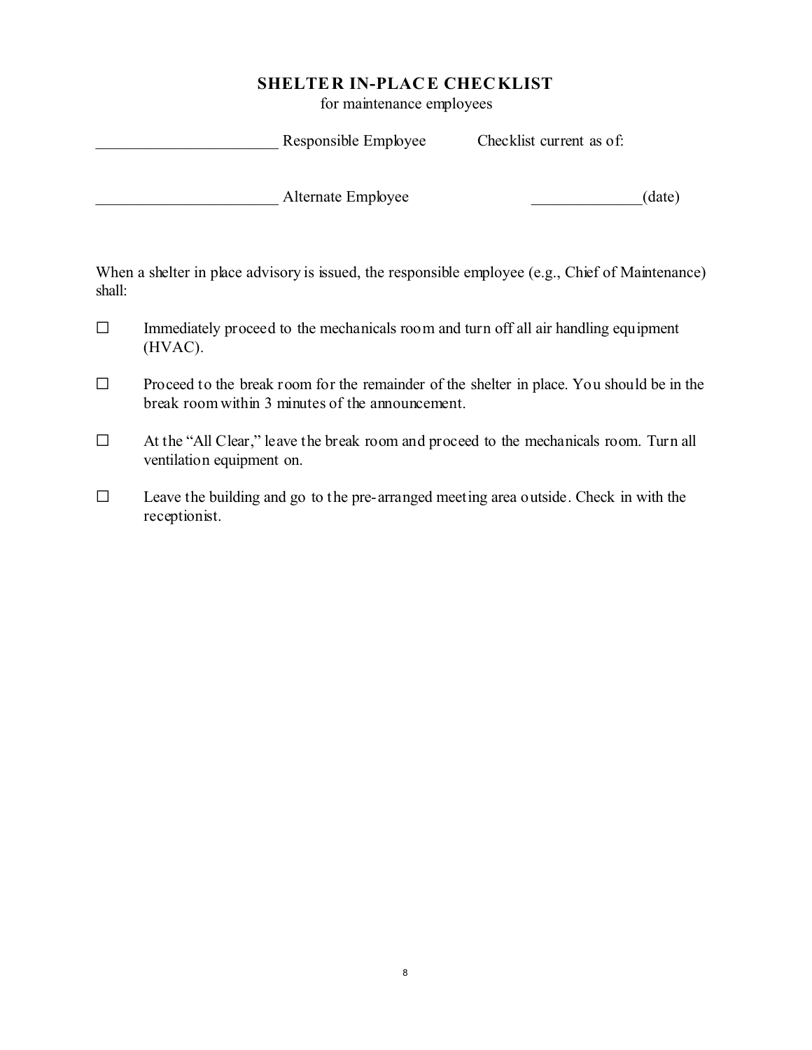# SHELTER IN-PLACE CHECKLIST

for maintenance employees

_______________________ Responsible Employee    Checklist current as of:

_______________________ Alternate Employee    ______________(date)

When a shelter in place advisory is issued, the responsible employee (e.g., Chief of Maintenance) shall:

- ☐ Immediately proceed to the mechanicals room and turn off all air handling equipment (HVAC).
- ☐ Proceed to the break room for the remainder of the shelter in place. You should be in the break room within 3 minutes of the announcement.
- ☐ At the "All Clear," leave the break room and proceed to the mechanicals room. Turn all ventilation equipment on.
- ☐ Leave the building and go to the pre-arranged meeting area outside. Check in with the receptionist.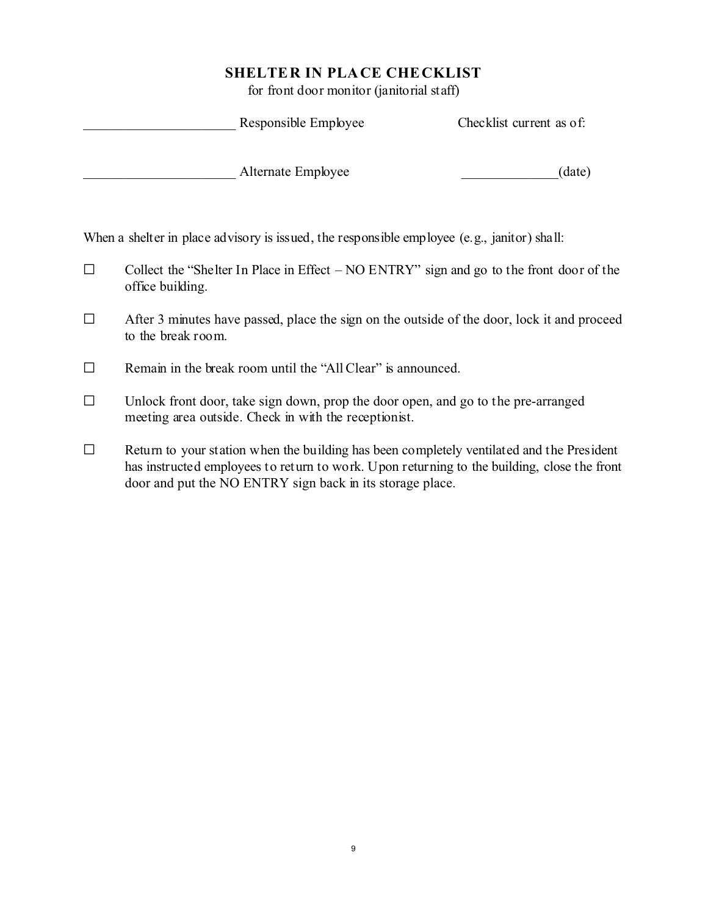# SHELTER IN PLACE CHECKLIST

for front door monitor (janitorial staff)

______________________ Responsible Employee

Checklist current as of:

______________________ Alternate Employee

______________(date)

When a shelter in place advisory is issued, the responsible employee (e.g., janitor) shall:

- ☐ Collect the "Shelter In Place in Effect – NO ENTRY" sign and go to the front door of the office building.
- ☐ After 3 minutes have passed, place the sign on the outside of the door, lock it and proceed to the break room.
- ☐ Remain in the break room until the "All Clear" is announced.
- ☐ Unlock front door, take sign down, prop the door open, and go to the pre-arranged meeting area outside. Check in with the receptionist.
- ☐ Return to your station when the building has been completely ventilated and the President has instructed employees to return to work. Upon returning to the building, close the front door and put the NO ENTRY sign back in its storage place.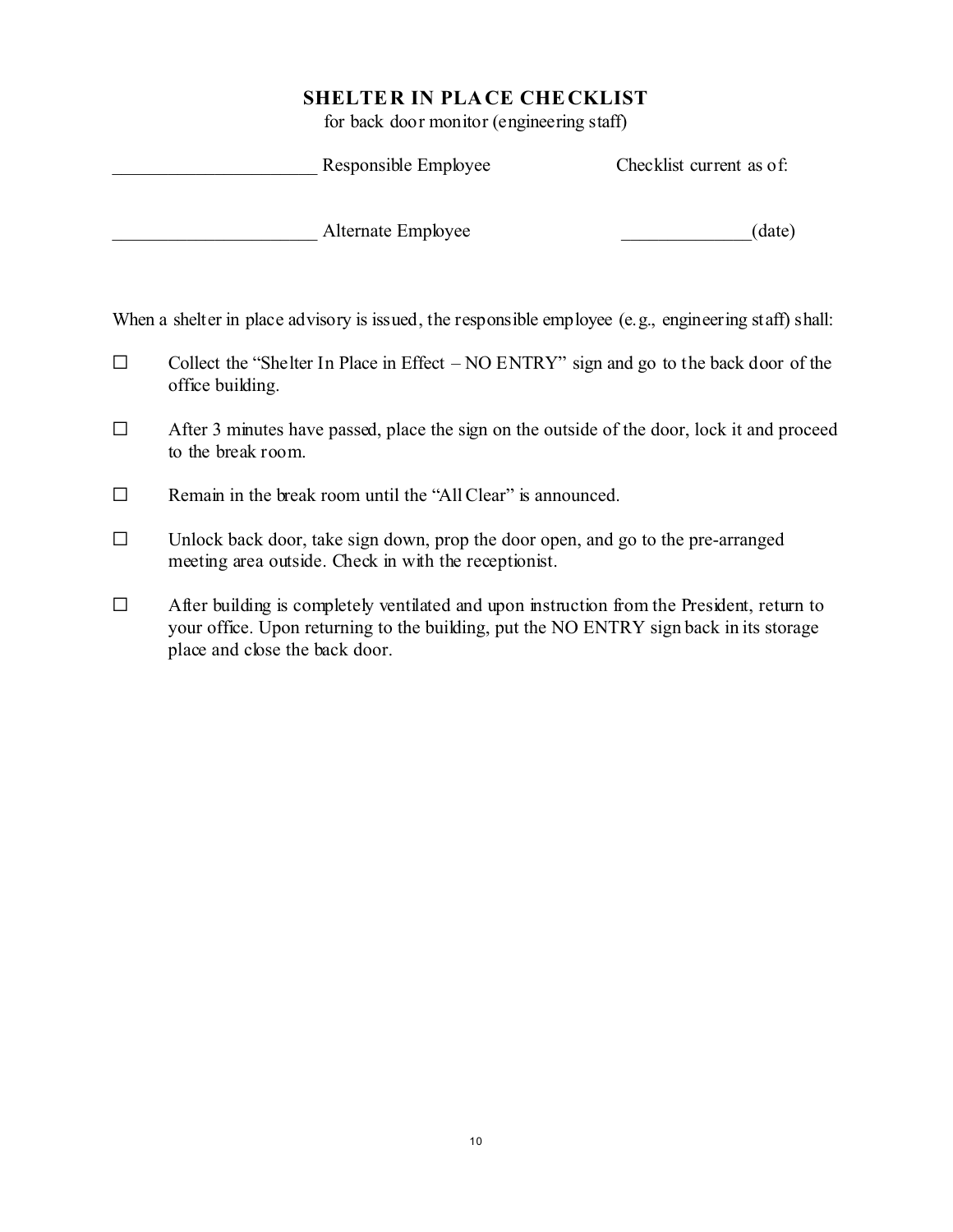## SHELTER IN PLACE CHECKLIST

for back door monitor (engineering staff)

______________________ Responsible Employee　　　　Checklist current as of:

______________________ Alternate Employee　　　　______________(date)

When a shelter in place advisory is issued, the responsible employee (e.g., engineering staff) shall:

- ☐ Collect the "Shelter In Place in Effect – NO ENTRY" sign and go to the back door of the office building.
- ☐ After 3 minutes have passed, place the sign on the outside of the door, lock it and proceed to the break room.
- ☐ Remain in the break room until the "All Clear" is announced.
- ☐ Unlock back door, take sign down, prop the door open, and go to the pre-arranged meeting area outside. Check in with the receptionist.
- ☐ After building is completely ventilated and upon instruction from the President, return to your office. Upon returning to the building, put the NO ENTRY sign back in its storage place and close the back door.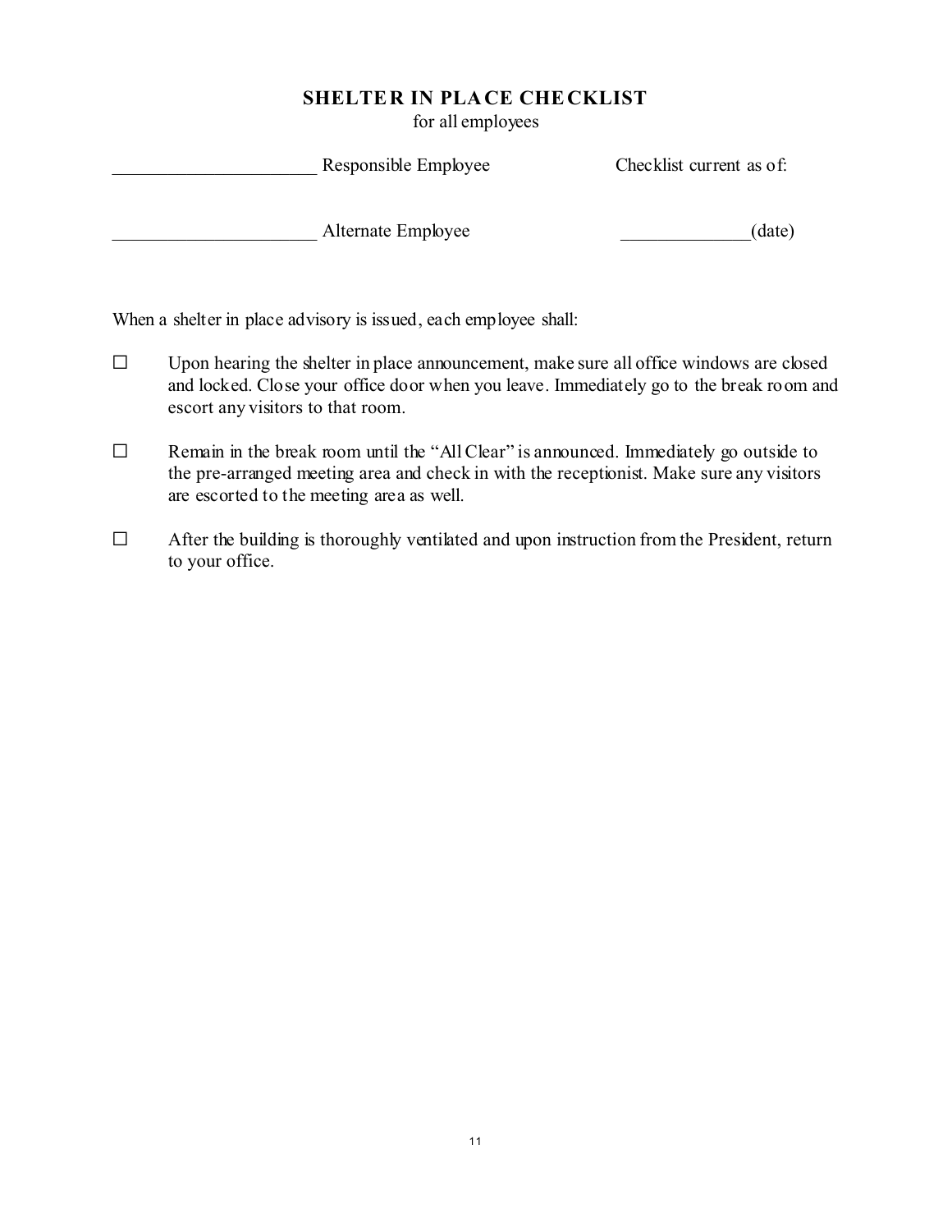# SHELTER IN PLACE CHECKLIST

for all employees

______________________ Responsible Employee        Checklist current as of:

______________________ Alternate Employee        ______________(date)

When a shelter in place advisory is issued, each employee shall:

- ☐ Upon hearing the shelter in place announcement, make sure all office windows are closed and locked. Close your office door when you leave. Immediately go to the break room and escort any visitors to that room.
- ☐ Remain in the break room until the "All Clear" is announced. Immediately go outside to the pre-arranged meeting area and check in with the receptionist. Make sure any visitors are escorted to the meeting area as well.
- ☐ After the building is thoroughly ventilated and upon instruction from the President, return to your office.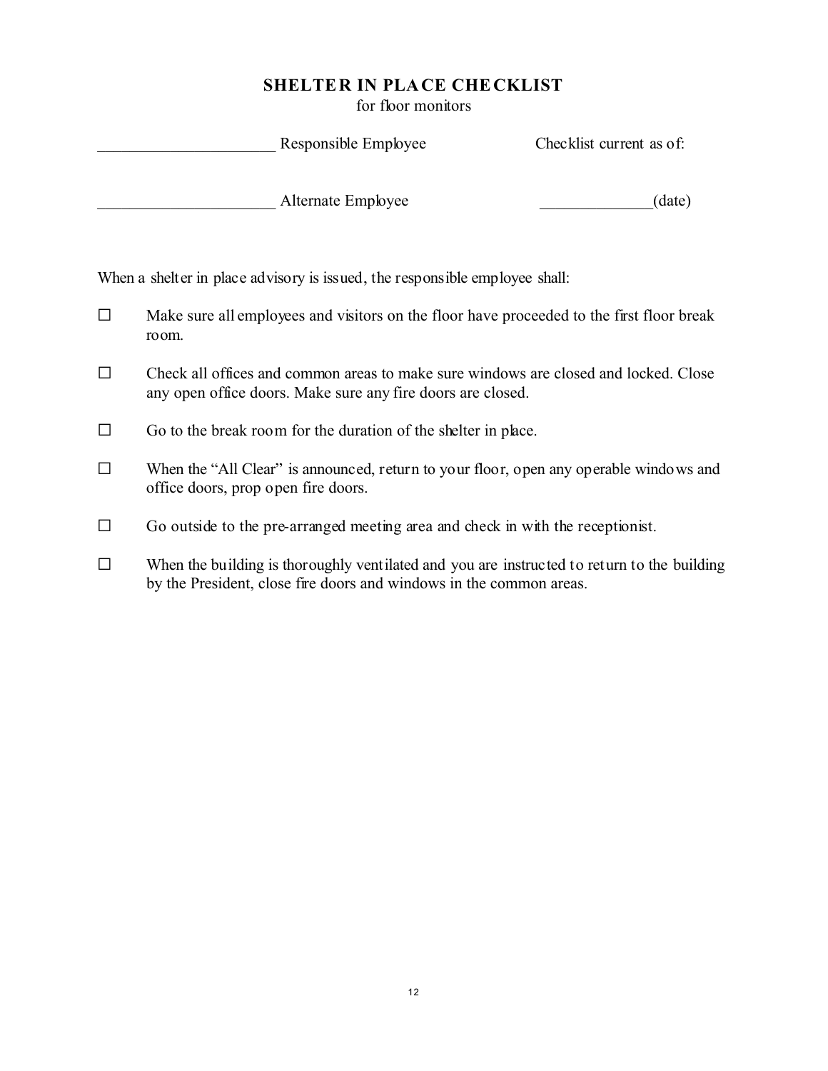# SHELTER IN PLACE CHECKLIST

for floor monitors

______________________ Responsible Employee                    Checklist current as of:

______________________ Alternate Employee                    ______________(date)

When a shelter in place advisory is issued, the responsible employee shall:

- ☐ Make sure all employees and visitors on the floor have proceeded to the first floor break room.
- ☐ Check all offices and common areas to make sure windows are closed and locked. Close any open office doors. Make sure any fire doors are closed.
- ☐ Go to the break room for the duration of the shelter in place.
- ☐ When the "All Clear" is announced, return to your floor, open any operable windows and office doors, prop open fire doors.
- ☐ Go outside to the pre-arranged meeting area and check in with the receptionist.
- ☐ When the building is thoroughly ventilated and you are instructed to return to the building by the President, close fire doors and windows in the common areas.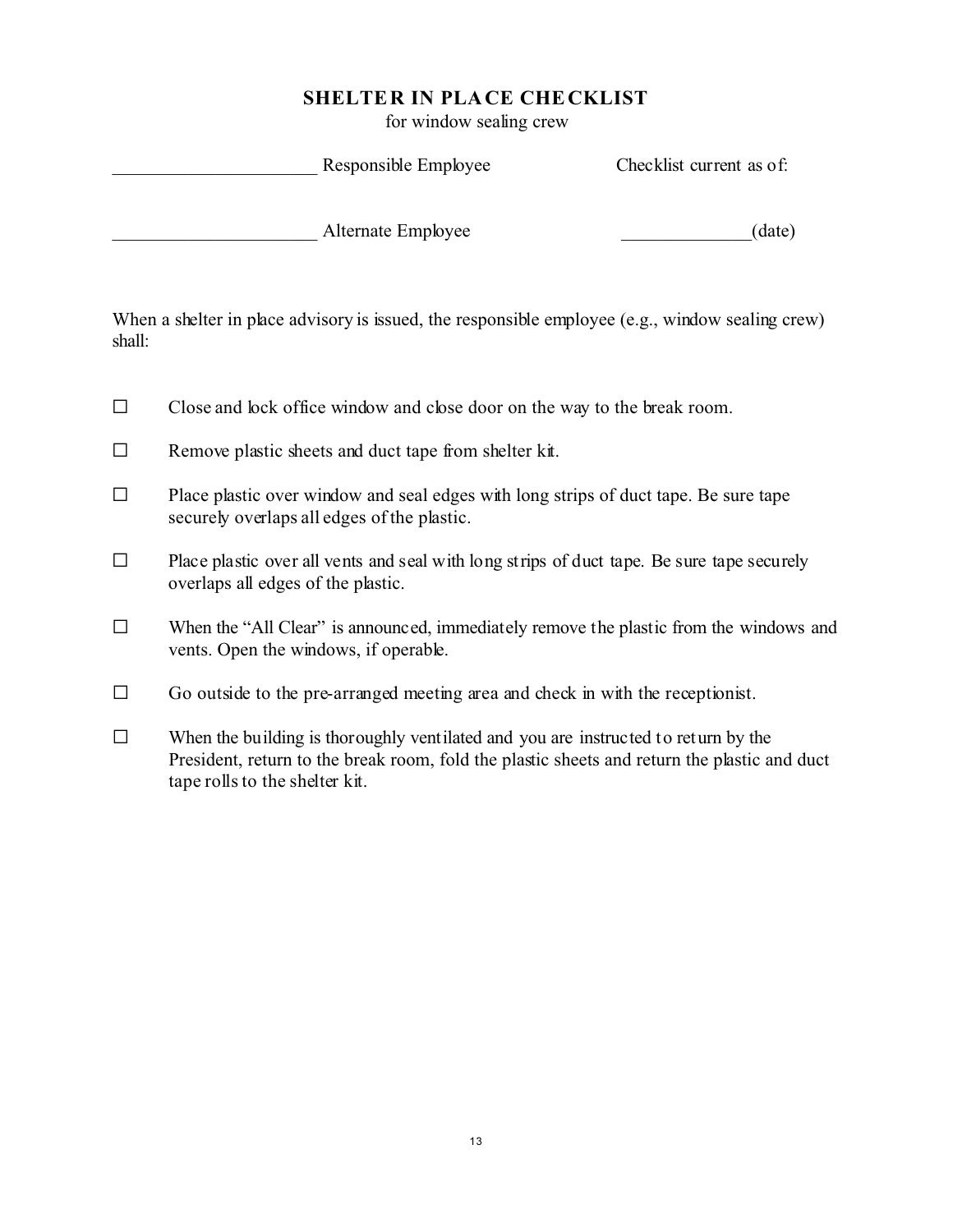# SHELTER IN PLACE CHECKLIST

for window sealing crew

______________________ Responsible Employee &nbsp;&nbsp;&nbsp;&nbsp;&nbsp;&nbsp;&nbsp;&nbsp; Checklist current as of:

______________________ Alternate Employee &nbsp;&nbsp;&nbsp;&nbsp;&nbsp;&nbsp;&nbsp;&nbsp; ______________(date)

When a shelter in place advisory is issued, the responsible employee (e.g., window sealing crew) shall:

- ☐ Close and lock office window and close door on the way to the break room.
- ☐ Remove plastic sheets and duct tape from shelter kit.
- ☐ Place plastic over window and seal edges with long strips of duct tape. Be sure tape securely overlaps all edges of the plastic.
- ☐ Place plastic over all vents and seal with long strips of duct tape. Be sure tape securely overlaps all edges of the plastic.
- ☐ When the "All Clear" is announced, immediately remove the plastic from the windows and vents. Open the windows, if operable.
- ☐ Go outside to the pre-arranged meeting area and check in with the receptionist.
- ☐ When the building is thoroughly ventilated and you are instructed to return by the President, return to the break room, fold the plastic sheets and return the plastic and duct tape rolls to the shelter kit.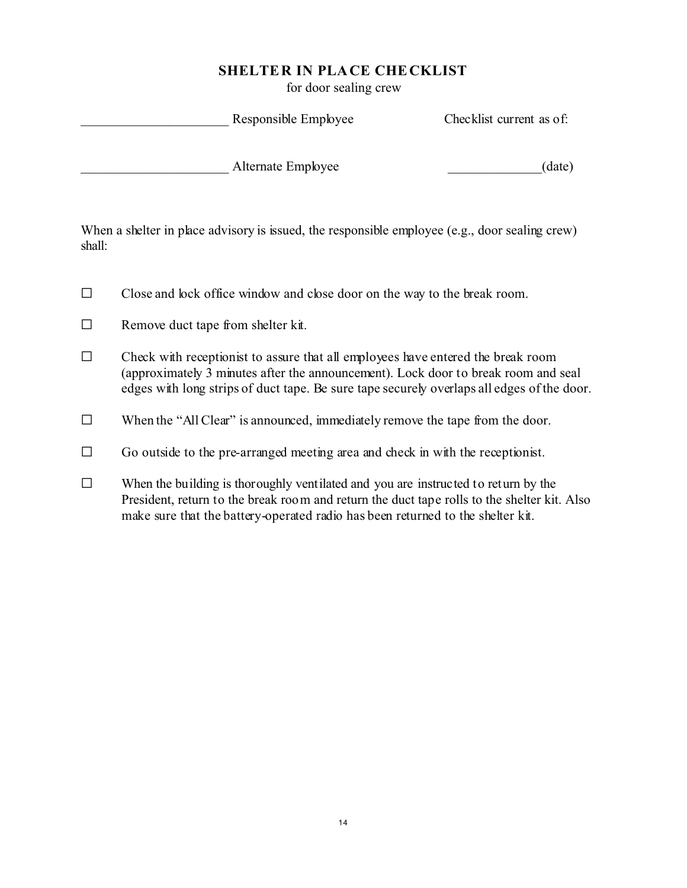# SHELTER IN PLACE CHECKLIST

for door sealing crew

______________________ Responsible Employee

Checklist current as of:

______________________ Alternate Employee

______________(date)

When a shelter in place advisory is issued, the responsible employee (e.g., door sealing crew) shall:

- ☐ Close and lock office window and close door on the way to the break room.
- ☐ Remove duct tape from shelter kit.
- ☐ Check with receptionist to assure that all employees have entered the break room (approximately 3 minutes after the announcement). Lock door to break room and seal edges with long strips of duct tape. Be sure tape securely overlaps all edges of the door.
- ☐ When the "All Clear" is announced, immediately remove the tape from the door.
- ☐ Go outside to the pre-arranged meeting area and check in with the receptionist.
- ☐ When the building is thoroughly ventilated and you are instructed to return by the President, return to the break room and return the duct tape rolls to the shelter kit. Also make sure that the battery-operated radio has been returned to the shelter kit.